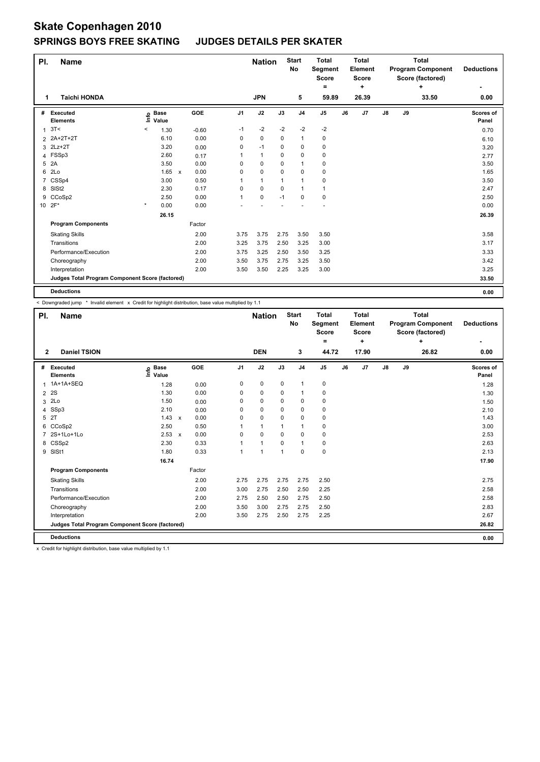# Skate Copenhagen 2010

## SPRINGS BOYS FREE SKATING JUDGES DETAILS PER SKATER

| Pl. | Name | Nation | Start No | Total Segment Score = | Total Element Score + | Total Program Component Score (factored) + | Deductions - |
|---|---|---|---|---|---|---|---|
| 1 | Taichi HONDA | JPN | 5 | 59.89 | 26.39 | 33.50 | 0.00 |

| # | Executed Elements | Info | Base Value | | GOE | J1 | J2 | J3 | J4 | J5 | J6 | J7 | J8 | J9 | Scores of Panel |
|---|---|---|---|---|---|---|---|---|---|---|---|---|---|---|---|
| 1 | 3T< | < | 1.30 | | -0.60 | -1 | -2 | -2 | -2 | -2 | | | | | 0.70 |
| 2 | 2A+2T+2T | | 6.10 | | 0.00 | 0 | 0 | 0 | 1 | 0 | | | | | 6.10 |
| 3 | 2Lz+2T | | 3.20 | | 0.00 | 0 | -1 | 0 | 0 | 0 | | | | | 3.20 |
| 4 | FSSp3 | | 2.60 | | 0.17 | 1 | 1 | 0 | 0 | 0 | | | | | 2.77 |
| 5 | 2A | | 3.50 | | 0.00 | 0 | 0 | 0 | 1 | 0 | | | | | 3.50 |
| 6 | 2Lo | | 1.65 | x | 0.00 | 0 | 0 | 0 | 0 | 0 | | | | | 1.65 |
| 7 | CSSp4 | | 3.00 | | 0.50 | 1 | 1 | 1 | 1 | 0 | | | | | 3.50 |
| 8 | SlSt2 | | 2.30 | | 0.17 | 0 | 0 | 0 | 1 | 1 | | | | | 2.47 |
| 9 | CCoSp2 | | 2.50 | | 0.00 | 1 | 0 | -1 | 0 | 0 | | | | | 2.50 |
| 10 | 2F* | * | 0.00 | | 0.00 | - | - | - | - | - | | | | | 0.00 |
| | | | 26.15 | | | | | | | | | | | | 26.39 |
| | **Program Components** | | | | Factor | | | | | | | | | | |
| | Skating Skills | | | | 2.00 | 3.75 | 3.75 | 2.75 | 3.50 | 3.50 | | | | | 3.58 |
| | Transitions | | | | 2.00 | 3.25 | 3.75 | 2.50 | 3.25 | 3.00 | | | | | 3.17 |
| | Performance/Execution | | | | 2.00 | 3.75 | 3.25 | 2.50 | 3.50 | 3.25 | | | | | 3.33 |
| | Choreography | | | | 2.00 | 3.50 | 3.75 | 2.75 | 3.25 | 3.50 | | | | | 3.42 |
| | Interpretation | | | | 2.00 | 3.50 | 3.50 | 2.25 | 3.25 | 3.00 | | | | | 3.25 |
| | **Judges Total Program Component Score (factored)** | | | | | | | | | | | | | | 33.50 |
| | **Deductions** | | | | | | | | | | | | | | 0.00 |

< Downgraded jump * Invalid element x Credit for highlight distribution, base value multiplied by 1.1

| Pl. | Name | Nation | Start No | Total Segment Score = | Total Element Score + | Total Program Component Score (factored) + | Deductions - |
|---|---|---|---|---|---|---|---|
| 2 | Daniel TSION | DEN | 3 | 44.72 | 17.90 | 26.82 | 0.00 |

| # | Executed Elements | Info | Base Value | | GOE | J1 | J2 | J3 | J4 | J5 | J6 | J7 | J8 | J9 | Scores of Panel |
|---|---|---|---|---|---|---|---|---|---|---|---|---|---|---|---|
| 1 | 1A+1A+SEQ | | 1.28 | | 0.00 | 0 | 0 | 0 | 1 | 0 | | | | | 1.28 |
| 2 | 2S | | 1.30 | | 0.00 | 0 | 0 | 0 | 1 | 0 | | | | | 1.30 |
| 3 | 2Lo | | 1.50 | | 0.00 | 0 | 0 | 0 | 0 | 0 | | | | | 1.50 |
| 4 | SSp3 | | 2.10 | | 0.00 | 0 | 0 | 0 | 0 | 0 | | | | | 2.10 |
| 5 | 2T | | 1.43 | x | 0.00 | 0 | 0 | 0 | 0 | 0 | | | | | 1.43 |
| 6 | CCoSp2 | | 2.50 | | 0.50 | 1 | 1 | 1 | 1 | 0 | | | | | 3.00 |
| 7 | 2S+1Lo+1Lo | | 2.53 | x | 0.00 | 0 | 0 | 0 | 0 | 0 | | | | | 2.53 |
| 8 | CSSp2 | | 2.30 | | 0.33 | 1 | 1 | 0 | 1 | 0 | | | | | 2.63 |
| 9 | SlSt1 | | 1.80 | | 0.33 | 1 | 1 | 1 | 0 | 0 | | | | | 2.13 |
| | | | 16.74 | | | | | | | | | | | | 17.90 |
| | **Program Components** | | | | Factor | | | | | | | | | | |
| | Skating Skills | | | | 2.00 | 2.75 | 2.75 | 2.75 | 2.75 | 2.50 | | | | | 2.75 |
| | Transitions | | | | 2.00 | 3.00 | 2.75 | 2.50 | 2.50 | 2.25 | | | | | 2.58 |
| | Performance/Execution | | | | 2.00 | 2.75 | 2.50 | 2.50 | 2.75 | 2.50 | | | | | 2.58 |
| | Choreography | | | | 2.00 | 3.50 | 3.00 | 2.75 | 2.75 | 2.50 | | | | | 2.83 |
| | Interpretation | | | | 2.00 | 3.50 | 2.75 | 2.50 | 2.75 | 2.25 | | | | | 2.67 |
| | **Judges Total Program Component Score (factored)** | | | | | | | | | | | | | | 26.82 |
| | **Deductions** | | | | | | | | | | | | | | 0.00 |

x Credit for highlight distribution, base value multiplied by 1.1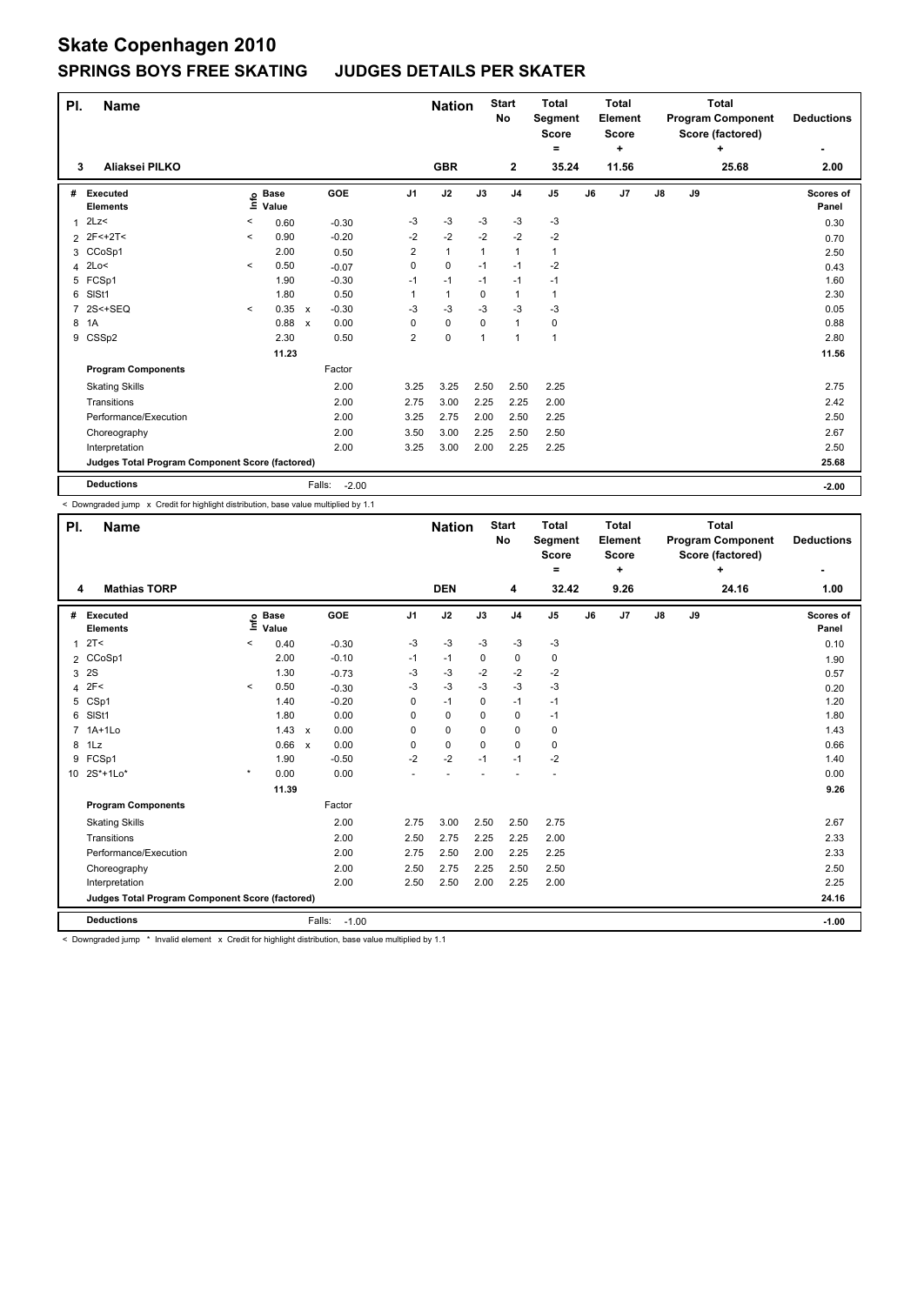# Skate Copenhagen 2010

## SPRINGS BOYS FREE SKATING JUDGES DETAILS PER SKATER

| Pl. | Name | Nation | Start No | Total Segment Score = | Total Element Score + | Total Program Component Score (factored) + | Deductions - |
|---|---|---|---|---|---|---|---|
| 3 | Aliaksei PILKO | GBR | 2 | 35.24 | 11.56 | 25.68 | 2.00 |

| # | Executed Elements | Info | Base Value | | GOE | J1 | J2 | J3 | J4 | J5 | J6 | J7 | J8 | J9 | Scores of Panel |
|---|---|---|---|---|---|---|---|---|---|---|---|---|---|---|---|
| 1 | 2Lz< | < | 0.60 | | -0.30 | -3 | -3 | -3 | -3 | -3 | | | | | 0.30 |
| 2 | 2F<+2T< | < | 0.90 | | -0.20 | -2 | -2 | -2 | -2 | -2 | | | | | 0.70 |
| 3 | CCoSp1 | | 2.00 | | 0.50 | 2 | 1 | 1 | 1 | 1 | | | | | 2.50 |
| 4 | 2Lo< | < | 0.50 | | -0.07 | 0 | 0 | -1 | -1 | -2 | | | | | 0.43 |
| 5 | FCSp1 | | 1.90 | | -0.30 | -1 | -1 | -1 | -1 | -1 | | | | | 1.60 |
| 6 | SlSt1 | | 1.80 | | 0.50 | 1 | 1 | 0 | 1 | 1 | | | | | 2.30 |
| 7 | 2S<+SEQ | < | 0.35 | x | -0.30 | -3 | -3 | -3 | -3 | -3 | | | | | 0.05 |
| 8 | 1A | | 0.88 | x | 0.00 | 0 | 0 | 0 | 1 | 0 | | | | | 0.88 |
| 9 | CSSp2 | | 2.30 | | 0.50 | 2 | 0 | 1 | 1 | 1 | | | | | 2.80 |
| | | | 11.23 | | | | | | | | | | | | 11.56 |

| Program Components | Factor | J1 | J2 | J3 | J4 | J5 | J6 | J7 | J8 | J9 | |
|---|---|---|---|---|---|---|---|---|---|---|---|
| Skating Skills | 2.00 | 3.25 | 3.25 | 2.50 | 2.50 | 2.25 | | | | | 2.75 |
| Transitions | 2.00 | 2.75 | 3.00 | 2.25 | 2.25 | 2.00 | | | | | 2.42 |
| Performance/Execution | 2.00 | 3.25 | 2.75 | 2.00 | 2.50 | 2.25 | | | | | 2.50 |
| Choreography | 2.00 | 3.50 | 3.00 | 2.25 | 2.50 | 2.50 | | | | | 2.67 |
| Interpretation | 2.00 | 3.25 | 3.00 | 2.00 | 2.25 | 2.25 | | | | | 2.50 |
| Judges Total Program Component Score (factored) | | | | | | | | | | | 25.68 |

| Deductions | Falls: -2.00 | -2.00 |
|---|---|---|

< Downgraded jump x Credit for highlight distribution, base value multiplied by 1.1

| Pl. | Name | Nation | Start No | Total Segment Score = | Total Element Score + | Total Program Component Score (factored) + | Deductions - |
|---|---|---|---|---|---|---|---|
| 4 | Mathias TORP | DEN | 4 | 32.42 | 9.26 | 24.16 | 1.00 |

| # | Executed Elements | Info | Base Value | | GOE | J1 | J2 | J3 | J4 | J5 | J6 | J7 | J8 | J9 | Scores of Panel |
|---|---|---|---|---|---|---|---|---|---|---|---|---|---|---|---|
| 1 | 2T< | < | 0.40 | | -0.30 | -3 | -3 | -3 | -3 | -3 | | | | | 0.10 |
| 2 | CCoSp1 | | 2.00 | | -0.10 | -1 | -1 | 0 | 0 | 0 | | | | | 1.90 |
| 3 | 2S | | 1.30 | | -0.73 | -3 | -3 | -2 | -2 | -2 | | | | | 0.57 |
| 4 | 2F< | < | 0.50 | | -0.30 | -3 | -3 | -3 | -3 | -3 | | | | | 0.20 |
| 5 | CSp1 | | 1.40 | | -0.20 | 0 | -1 | 0 | -1 | -1 | | | | | 1.20 |
| 6 | SlSt1 | | 1.80 | | 0.00 | 0 | 0 | 0 | 0 | -1 | | | | | 1.80 |
| 7 | 1A+1Lo | | 1.43 | x | 0.00 | 0 | 0 | 0 | 0 | 0 | | | | | 1.43 |
| 8 | 1Lz | | 0.66 | x | 0.00 | 0 | 0 | 0 | 0 | 0 | | | | | 0.66 |
| 9 | FCSp1 | | 1.90 | | -0.50 | -2 | -2 | -1 | -1 | -2 | | | | | 1.40 |
| 10 | 2S*+1Lo* | * | 0.00 | | 0.00 | - | - | - | - | - | | | | | 0.00 |
| | | | 11.39 | | | | | | | | | | | | 9.26 |

| Program Components | Factor | J1 | J2 | J3 | J4 | J5 | J6 | J7 | J8 | J9 | |
|---|---|---|---|---|---|---|---|---|---|---|---|
| Skating Skills | 2.00 | 2.75 | 3.00 | 2.50 | 2.50 | 2.75 | | | | | 2.67 |
| Transitions | 2.00 | 2.50 | 2.75 | 2.25 | 2.25 | 2.00 | | | | | 2.33 |
| Performance/Execution | 2.00 | 2.75 | 2.50 | 2.00 | 2.25 | 2.25 | | | | | 2.33 |
| Choreography | 2.00 | 2.50 | 2.75 | 2.25 | 2.50 | 2.50 | | | | | 2.50 |
| Interpretation | 2.00 | 2.50 | 2.50 | 2.00 | 2.25 | 2.00 | | | | | 2.25 |
| Judges Total Program Component Score (factored) | | | | | | | | | | | 24.16 |

| Deductions | Falls: -1.00 | -1.00 |
|---|---|---|

< Downgraded jump * Invalid element x Credit for highlight distribution, base value multiplied by 1.1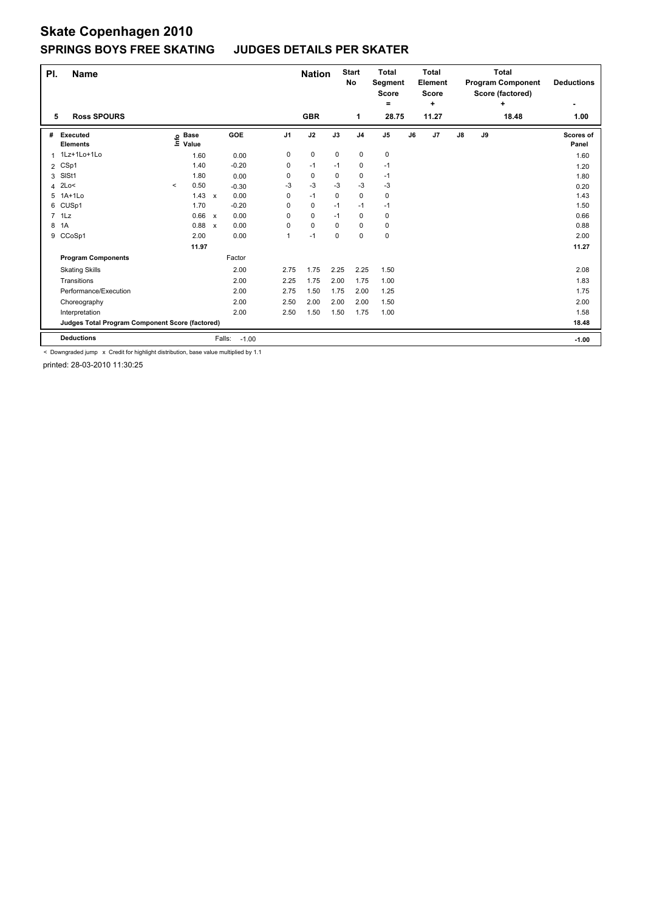# Skate Copenhagen 2010

## SPRINGS BOYS FREE SKATING JUDGES DETAILS PER SKATER

| Pl. | Name | Nation | Start No | Total Segment Score = | Total Element Score + | Total Program Component Score (factored) + | Deductions - |
|---|---|---|---|---|---|---|---|
| 5 | Ross SPOURS | GBR | 1 | 28.75 | 11.27 | 18.48 | 1.00 |

| # | Executed Elements | Info | Base Value | | GOE | J1 | J2 | J3 | J4 | J5 | J6 | J7 | J8 | J9 | Scores of Panel |
|---|---|---|---|---|---|---|---|---|---|---|---|---|---|---|---|
| 1 | 1Lz+1Lo+1Lo | | 1.60 | | 0.00 | 0 | 0 | 0 | 0 | 0 | | | | | 1.60 |
| 2 | CSp1 | | 1.40 | | -0.20 | 0 | -1 | -1 | 0 | -1 | | | | | 1.20 |
| 3 | SlSt1 | | 1.80 | | 0.00 | 0 | 0 | 0 | 0 | -1 | | | | | 1.80 |
| 4 | 2Lo< | < | 0.50 | | -0.30 | -3 | -3 | -3 | -3 | -3 | | | | | 0.20 |
| 5 | 1A+1Lo | | 1.43 | x | 0.00 | 0 | -1 | 0 | 0 | 0 | | | | | 1.43 |
| 6 | CUSp1 | | 1.70 | | -0.20 | 0 | 0 | -1 | -1 | -1 | | | | | 1.50 |
| 7 | 1Lz | | 0.66 | x | 0.00 | 0 | 0 | -1 | 0 | 0 | | | | | 0.66 |
| 8 | 1A | | 0.88 | x | 0.00 | 0 | 0 | 0 | 0 | 0 | | | | | 0.88 |
| 9 | CCoSp1 | | 2.00 | | 0.00 | 1 | -1 | 0 | 0 | 0 | | | | | 2.00 |
| | | | 11.97 | | | | | | | | | | | | 11.27 |
| | **Program Components** | | | | Factor | | | | | | | | | | |
| | Skating Skills | | | | 2.00 | 2.75 | 1.75 | 2.25 | 2.25 | 1.50 | | | | | 2.08 |
| | Transitions | | | | 2.00 | 2.25 | 1.75 | 2.00 | 1.75 | 1.00 | | | | | 1.83 |
| | Performance/Execution | | | | 2.00 | 2.75 | 1.50 | 1.75 | 2.00 | 1.25 | | | | | 1.75 |
| | Choreography | | | | 2.00 | 2.50 | 2.00 | 2.00 | 2.00 | 1.50 | | | | | 2.00 |
| | Interpretation | | | | 2.00 | 2.50 | 1.50 | 1.50 | 1.75 | 1.00 | | | | | 1.58 |
| | **Judges Total Program Component Score (factored)** | | | | | | | | | | | | | | 18.48 |
| | **Deductions** | | | | Falls: -1.00 | | | | | | | | | | -1.00 |

< Downgraded jump x Credit for highlight distribution, base value multiplied by 1.1

printed: 28-03-2010 11:30:25